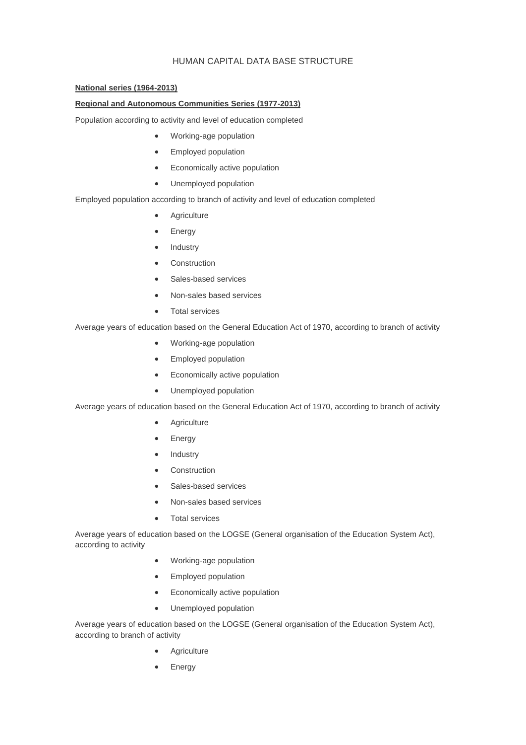# HUMAN CAPITAL DATA BASE STRUCTURE

**National series (1964-2013)**

**Regional and Autonomous Communities Series (1977-2013)**

Population according to activity and level of education completed

- Working-age population
- Employed population
- Economically active population
- Unemployed population

Employed population according to branch of activity and level of education completed

- Agriculture
- Energy
- Industry
- Construction
- Sales-based services
- Non-sales based services
- Total services

Average years of education based on the General Education Act of 1970, according to branch of activity

- Working-age population
- Employed population
- Economically active population
- Unemployed population

Average years of education based on the General Education Act of 1970, according to branch of activity

- Agriculture
- Energy
- Industry
- Construction
- Sales-based services
- Non-sales based services
- Total services

Average years of education based on the LOGSE (General organisation of the Education System Act), according to activity

- Working-age population
- Employed population
- Economically active population
- Unemployed population

Average years of education based on the LOGSE (General organisation of the Education System Act), according to branch of activity

- Agriculture
- Energy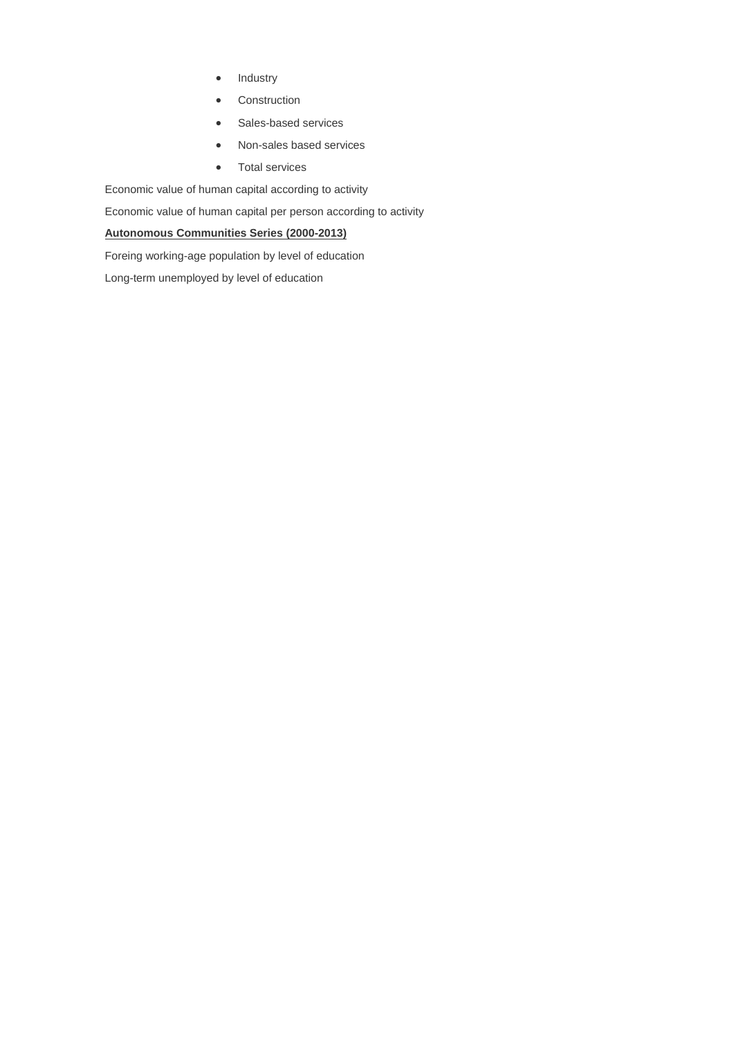- Industry
- Construction
- Sales-based services
- Non-sales based services
- Total services

Economic value of human capital according to activity

Economic value of human capital per person according to activity

**Autonomous Communities Series (2000-2013)**

Foreing working-age population by level of education

Long-term unemployed by level of education